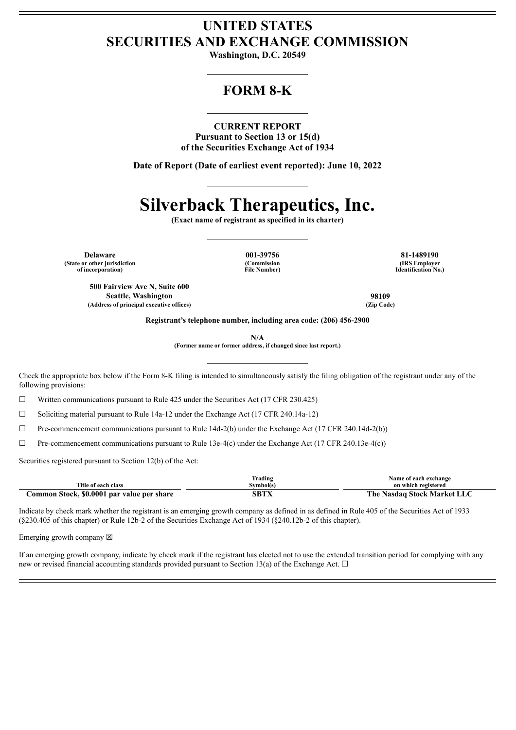# UNITED STATES
# SECURITIES AND EXCHANGE COMMISSION

**Washington, D.C. 20549**

## FORM 8-K

**CURRENT REPORT**
**Pursuant to Section 13 or 15(d)**
**of the Securities Exchange Act of 1934**

**Date of Report (Date of earliest event reported): June 10, 2022**

# Silverback Therapeutics, Inc.

**(Exact name of registrant as specified in its charter)**

| Delaware | 001-39756 | 81-1489190 |
|---|---|---|
| (State or other jurisdiction of incorporation) | (Commission File Number) | (IRS Employer Identification No.) |

| 500 Fairview Ave N, Suite 600<br>Seattle, Washington | 98109 |
|---|---|
| (Address of principal executive offices) | (Zip Code) |

**Registrant's telephone number, including area code: (206) 456-2900**

**N/A**
**(Former name or former address, if changed since last report.)**

Check the appropriate box below if the Form 8-K filing is intended to simultaneously satisfy the filing obligation of the registrant under any of the following provisions:

☐ Written communications pursuant to Rule 425 under the Securities Act (17 CFR 230.425)

☐ Soliciting material pursuant to Rule 14a-12 under the Exchange Act (17 CFR 240.14a-12)

☐ Pre-commencement communications pursuant to Rule 14d-2(b) under the Exchange Act (17 CFR 240.14d-2(b))

☐ Pre-commencement communications pursuant to Rule 13e-4(c) under the Exchange Act (17 CFR 240.13e-4(c))

Securities registered pursuant to Section 12(b) of the Act:

| Title of each class | Trading Symbol(s) | Name of each exchange on which registered |
|---|---|---|
| **Common Stock, $0.0001 par value per share** | **SBTX** | **The Nasdaq Stock Market LLC** |

Indicate by check mark whether the registrant is an emerging growth company as defined in as defined in Rule 405 of the Securities Act of 1933 (§230.405 of this chapter) or Rule 12b-2 of the Securities Exchange Act of 1934 (§240.12b-2 of this chapter).

Emerging growth company ☒

If an emerging growth company, indicate by check mark if the registrant has elected not to use the extended transition period for complying with any new or revised financial accounting standards provided pursuant to Section 13(a) of the Exchange Act. ☐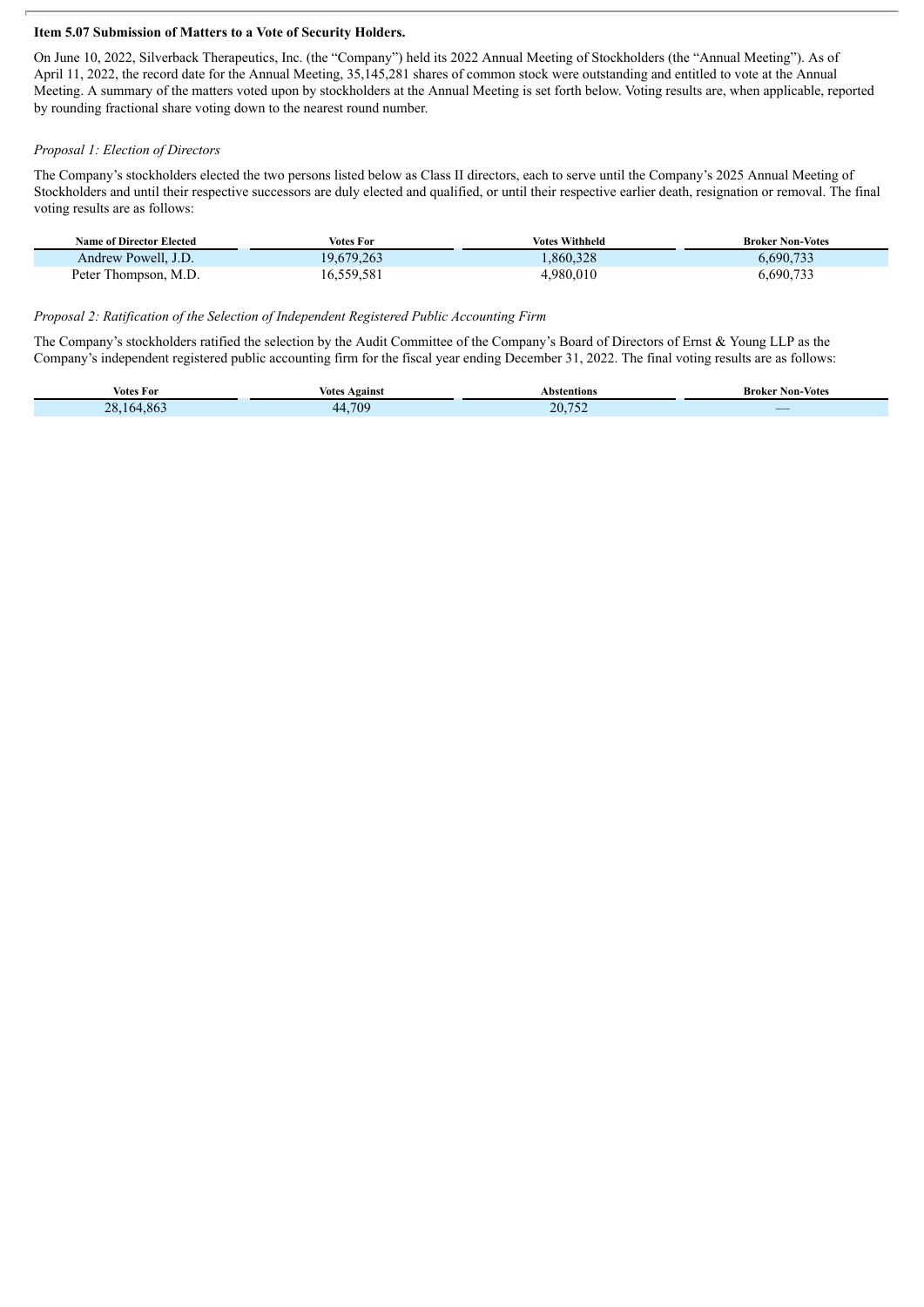**Item 5.07 Submission of Matters to a Vote of Security Holders.**

On June 10, 2022, Silverback Therapeutics, Inc. (the "Company") held its 2022 Annual Meeting of Stockholders (the "Annual Meeting"). As of April 11, 2022, the record date for the Annual Meeting, 35,145,281 shares of common stock were outstanding and entitled to vote at the Annual Meeting. A summary of the matters voted upon by stockholders at the Annual Meeting is set forth below. Voting results are, when applicable, reported by rounding fractional share voting down to the nearest round number.

*Proposal 1: Election of Directors*

The Company's stockholders elected the two persons listed below as Class II directors, each to serve until the Company's 2025 Annual Meeting of Stockholders and until their respective successors are duly elected and qualified, or until their respective earlier death, resignation or removal. The final voting results are as follows:

| Name of Director Elected | Votes For | Votes Withheld | Broker Non-Votes |
|---|---|---|---|
| Andrew Powell, J.D. | 19,679,263 | 1,860,328 | 6,690,733 |
| Peter Thompson, M.D. | 16,559,581 | 4,980,010 | 6,690,733 |

*Proposal 2: Ratification of the Selection of Independent Registered Public Accounting Firm*

The Company's stockholders ratified the selection by the Audit Committee of the Company's Board of Directors of Ernst & Young LLP as the Company's independent registered public accounting firm for the fiscal year ending December 31, 2022. The final voting results are as follows:

| Votes For | Votes Against | Abstentions | Broker Non-Votes |
|---|---|---|---|
| 28,164,863 | 44,709 | 20,752 | — |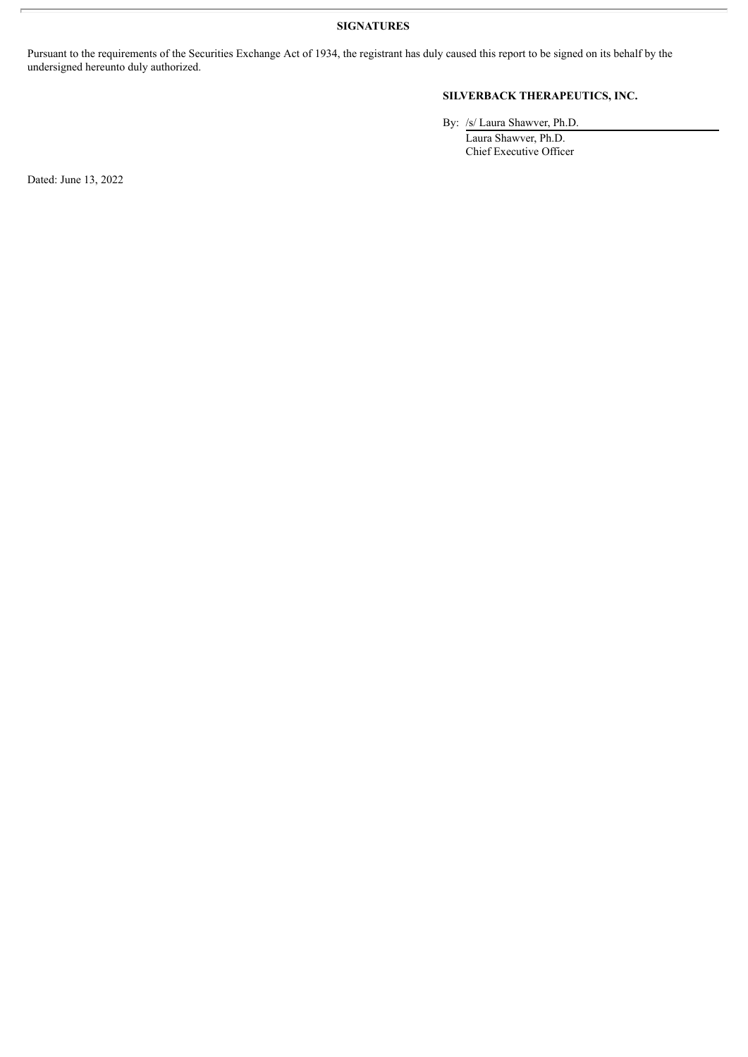**SIGNATURES**

Pursuant to the requirements of the Securities Exchange Act of 1934, the registrant has duly caused this report to be signed on its behalf by the undersigned hereunto duly authorized.

**SILVERBACK THERAPEUTICS, INC.**

By: /s/ Laura Shawver, Ph.D.
Laura Shawver, Ph.D.
Chief Executive Officer

Dated: June 13, 2022